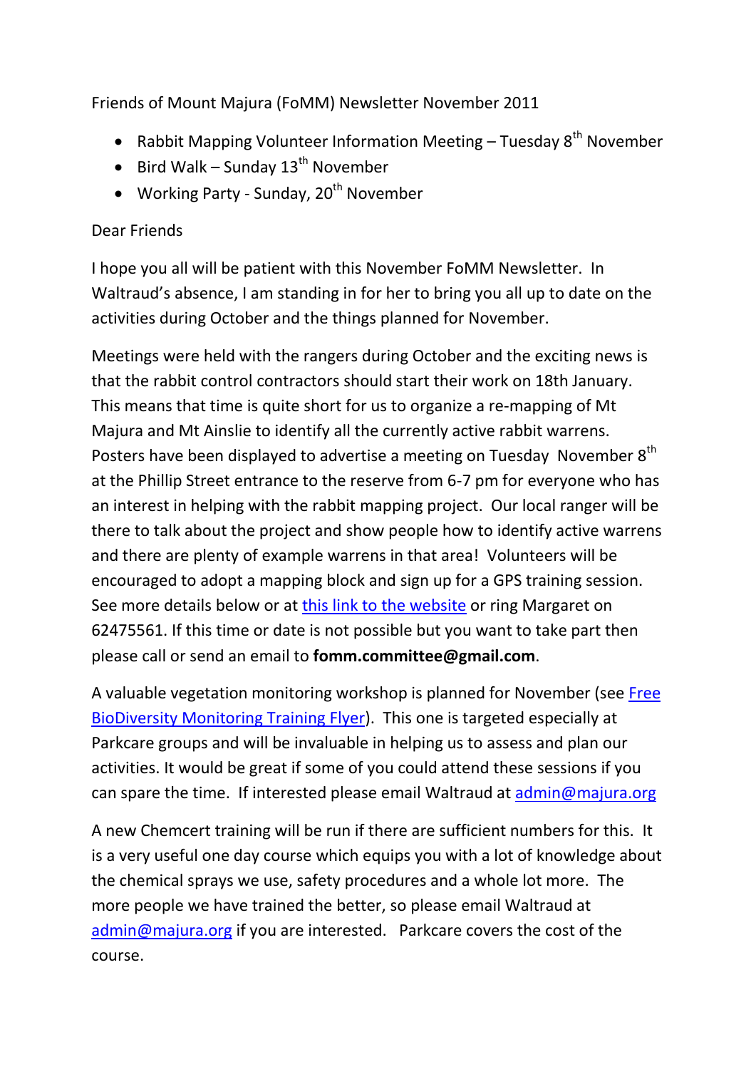Friends of Mount Majura (FoMM) Newsletter November 2011

- Rabbit Mapping Volunteer Information Meeting – Tuesday 8th November
- Bird Walk – Sunday 13th November
- Working Party - Sunday, 20th November

Dear Friends

I hope you all will be patient with this November FoMM Newsletter. In Waltraud's absence, I am standing in for her to bring you all up to date on the activities during October and the things planned for November.

Meetings were held with the rangers during October and the exciting news is that the rabbit control contractors should start their work on 18th January. This means that time is quite short for us to organize a re-mapping of Mt Majura and Mt Ainslie to identify all the currently active rabbit warrens. Posters have been displayed to advertise a meeting on Tuesday November 8th at the Phillip Street entrance to the reserve from 6-7 pm for everyone who has an interest in helping with the rabbit mapping project. Our local ranger will be there to talk about the project and show people how to identify active warrens and there are plenty of example warrens in that area! Volunteers will be encouraged to adopt a mapping block and sign up for a GPS training session. See more details below or at this link to the website or ring Margaret on 62475561. If this time or date is not possible but you want to take part then please call or send an email to **fomm.committee@gmail.com**.

A valuable vegetation monitoring workshop is planned for November (see Free BioDiversity Monitoring Training Flyer). This one is targeted especially at Parkcare groups and will be invaluable in helping us to assess and plan our activities. It would be great if some of you could attend these sessions if you can spare the time. If interested please email Waltraud at admin@majura.org

A new Chemcert training will be run if there are sufficient numbers for this. It is a very useful one day course which equips you with a lot of knowledge about the chemical sprays we use, safety procedures and a whole lot more. The more people we have trained the better, so please email Waltraud at admin@majura.org if you are interested. Parkcare covers the cost of the course.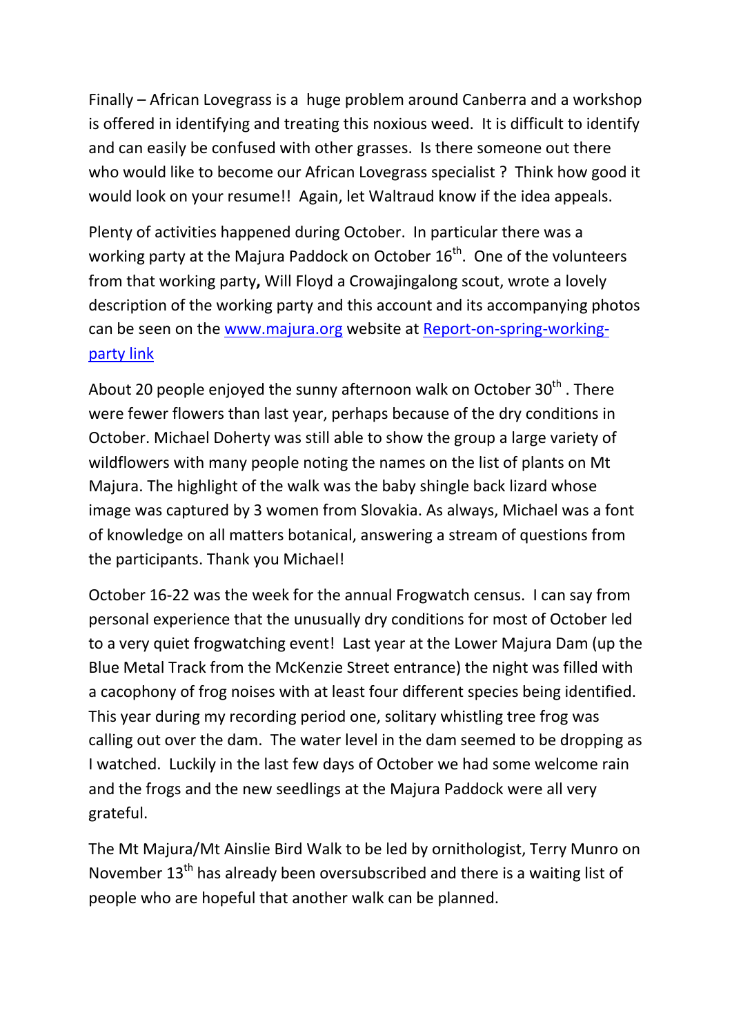Finally – African Lovegrass is a huge problem around Canberra and a workshop is offered in identifying and treating this noxious weed. It is difficult to identify and can easily be confused with other grasses. Is there someone out there who would like to become our African Lovegrass specialist ? Think how good it would look on your resume!! Again, let Waltraud know if the idea appeals.

Plenty of activities happened during October. In particular there was a working party at the Majura Paddock on October 16th. One of the volunteers from that working party**,** Will Floyd a Crowajingalong scout, wrote a lovely description of the working party and this account and its accompanying photos can be seen on the www.majura.org website at Report-on-spring-working-party link

About 20 people enjoyed the sunny afternoon walk on October 30th . There were fewer flowers than last year, perhaps because of the dry conditions in October. Michael Doherty was still able to show the group a large variety of wildflowers with many people noting the names on the list of plants on Mt Majura. The highlight of the walk was the baby shingle back lizard whose image was captured by 3 women from Slovakia. As always, Michael was a font of knowledge on all matters botanical, answering a stream of questions from the participants. Thank you Michael!

October 16-22 was the week for the annual Frogwatch census. I can say from personal experience that the unusually dry conditions for most of October led to a very quiet frogwatching event! Last year at the Lower Majura Dam (up the Blue Metal Track from the McKenzie Street entrance) the night was filled with a cacophony of frog noises with at least four different species being identified. This year during my recording period one, solitary whistling tree frog was calling out over the dam. The water level in the dam seemed to be dropping as I watched. Luckily in the last few days of October we had some welcome rain and the frogs and the new seedlings at the Majura Paddock were all very grateful.

The Mt Majura/Mt Ainslie Bird Walk to be led by ornithologist, Terry Munro on November 13th has already been oversubscribed and there is a waiting list of people who are hopeful that another walk can be planned.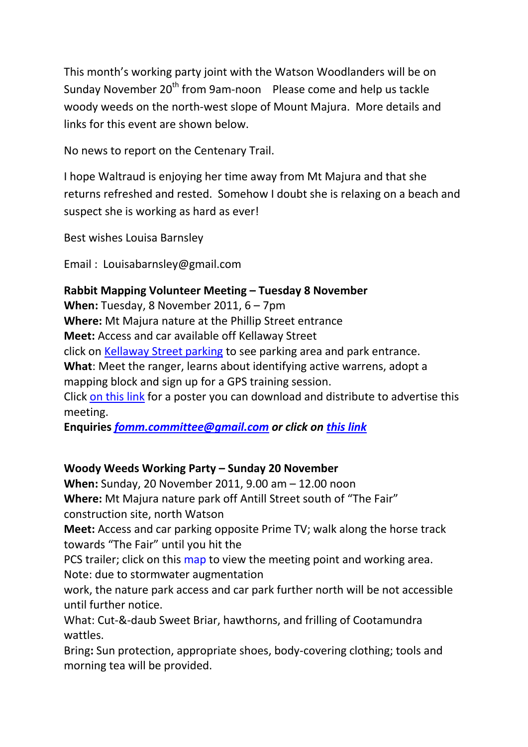This month's working party joint with the Watson Woodlanders will be on Sunday November 20th from 9am-noon   Please come and help us tackle woody weeds on the north-west slope of Mount Majura.  More details and links for this event are shown below.

No news to report on the Centenary Trail.

I hope Waltraud is enjoying her time away from Mt Majura and that she returns refreshed and rested.  Somehow I doubt she is relaxing on a beach and suspect she is working as hard as ever!

Best wishes Louisa Barnsley

Email :  Louisabarnsley@gmail.com

**Rabbit Mapping Volunteer Meeting – Tuesday 8 November**
**When:** Tuesday, 8 November 2011, 6 – 7pm
**Where:** Mt Majura nature at the Phillip Street entrance
**Meet:** Access and car available off Kellaway Street
click on Kellaway Street parking to see parking area and park entrance.
**What**: Meet the ranger, learns about identifying active warrens, adopt a mapping block and sign up for a GPS training session.
Click on this link for a poster you can download and distribute to advertise this meeting.
**Enquiries *fomm.committee@gmail.com* *or click on* *this link***

**Woody Weeds Working Party – Sunday 20 November**
**When:** Sunday, 20 November 2011, 9.00 am – 12.00 noon
**Where:** Mt Majura nature park off Antill Street south of "The Fair" construction site, north Watson
**Meet:** Access and car parking opposite Prime TV; walk along the horse track towards "The Fair" until you hit the
PCS trailer; click on this map to view the meeting point and working area.
Note: due to stormwater augmentation
work, the nature park access and car park further north will be not accessible until further notice.
What: Cut-&-daub Sweet Briar, hawthorns, and frilling of Cootamundra wattles.
Bring**:** Sun protection, appropriate shoes, body-covering clothing; tools and morning tea will be provided.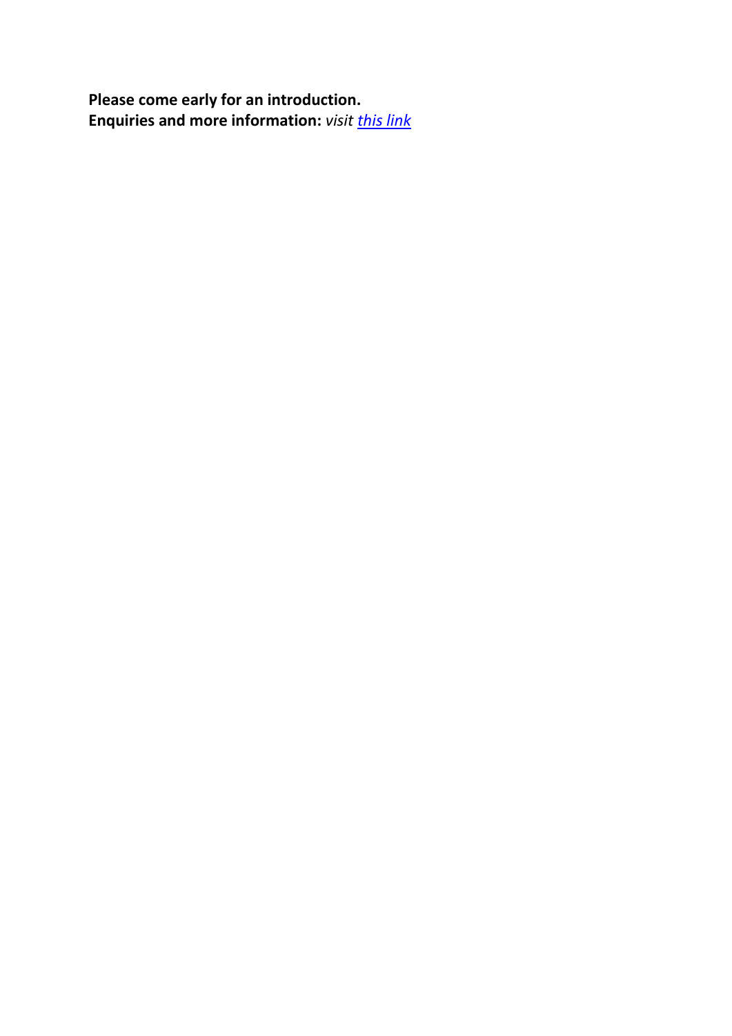**Please come early for an introduction.**
**Enquiries and more information:** *visit [this link]()*